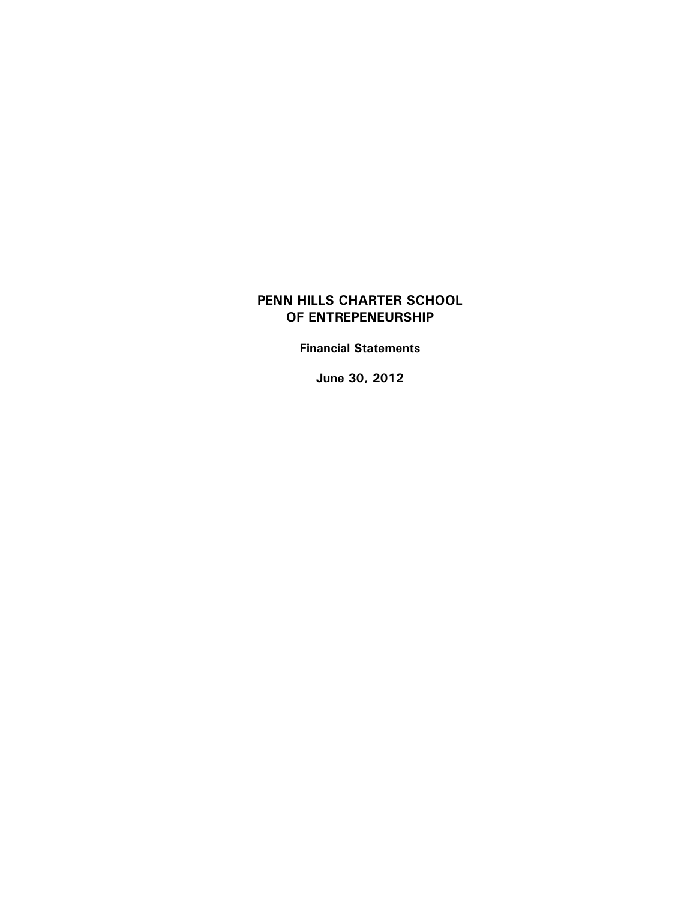# PENN HILLS CHARTER SCHOOL OF ENTREPENEURSHIP

**Financial Statements**

**June 30, 2012**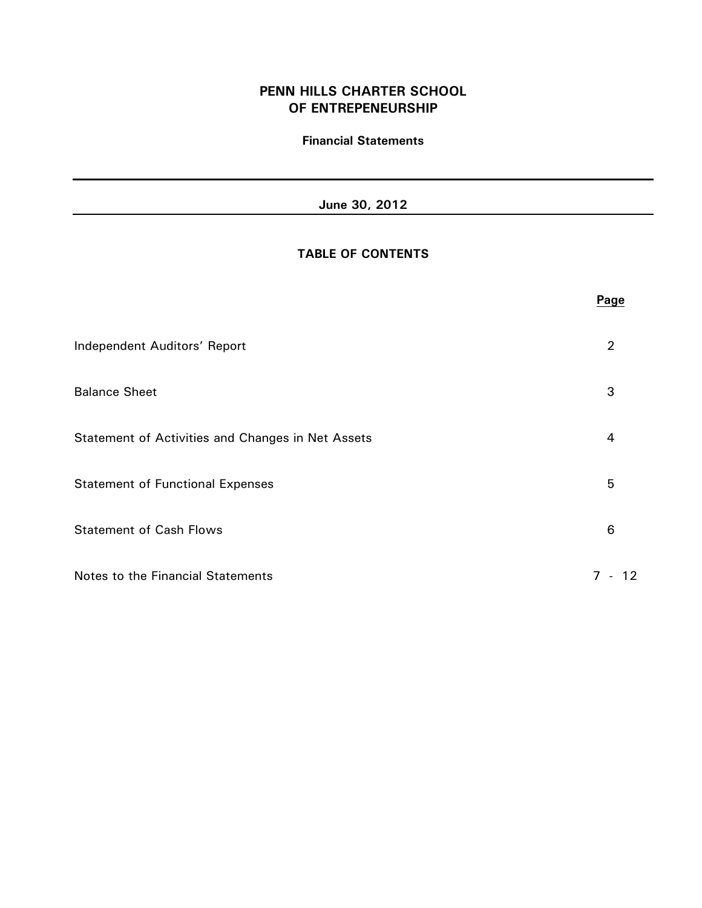# PENN HILLS CHARTER SCHOOL OF ENTREPENEURSHIP

**Financial Statements**

---

**June 30, 2012**

---

## TABLE OF CONTENTS

| | Page |
|---|---|
| Independent Auditors' Report | 2 |
| Balance Sheet | 3 |
| Statement of Activities and Changes in Net Assets | 4 |
| Statement of Functional Expenses | 5 |
| Statement of Cash Flows | 6 |
| Notes to the Financial Statements | 7 - 12 |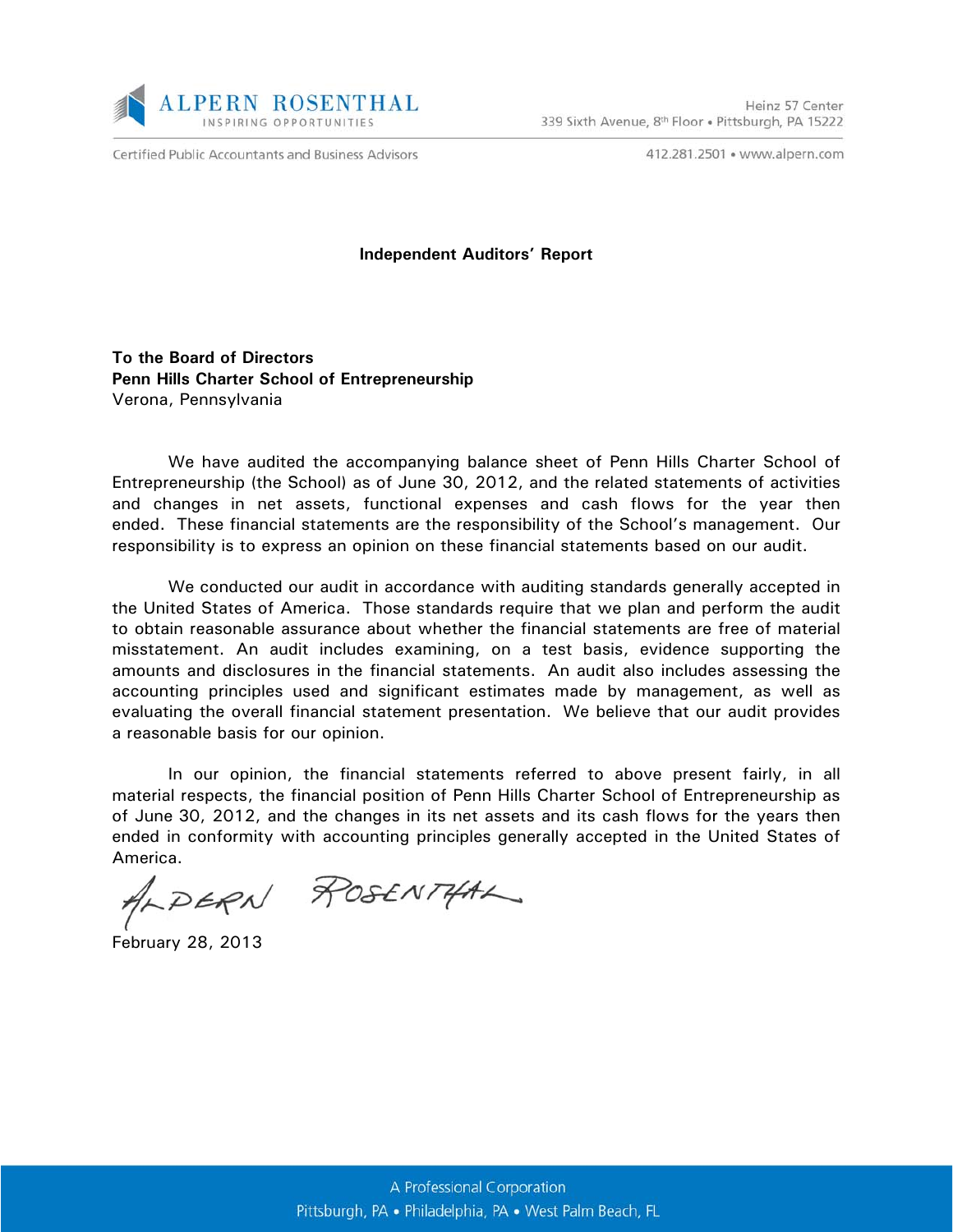# Independent Auditors' Report

**To the Board of Directors**
**Penn Hills Charter School of Entrepreneurship**
Verona, Pennsylvania

We have audited the accompanying balance sheet of Penn Hills Charter School of Entrepreneurship (the School) as of June 30, 2012, and the related statements of activities and changes in net assets, functional expenses and cash flows for the year then ended. These financial statements are the responsibility of the School's management. Our responsibility is to express an opinion on these financial statements based on our audit.

We conducted our audit in accordance with auditing standards generally accepted in the United States of America. Those standards require that we plan and perform the audit to obtain reasonable assurance about whether the financial statements are free of material misstatement. An audit includes examining, on a test basis, evidence supporting the amounts and disclosures in the financial statements. An audit also includes assessing the accounting principles used and significant estimates made by management, as well as evaluating the overall financial statement presentation. We believe that our audit provides a reasonable basis for our opinion.

In our opinion, the financial statements referred to above present fairly, in all material respects, the financial position of Penn Hills Charter School of Entrepreneurship as of June 30, 2012, and the changes in its net assets and its cash flows for the years then ended in conformity with accounting principles generally accepted in the United States of America.

Alpern Rosenthal

February 28, 2013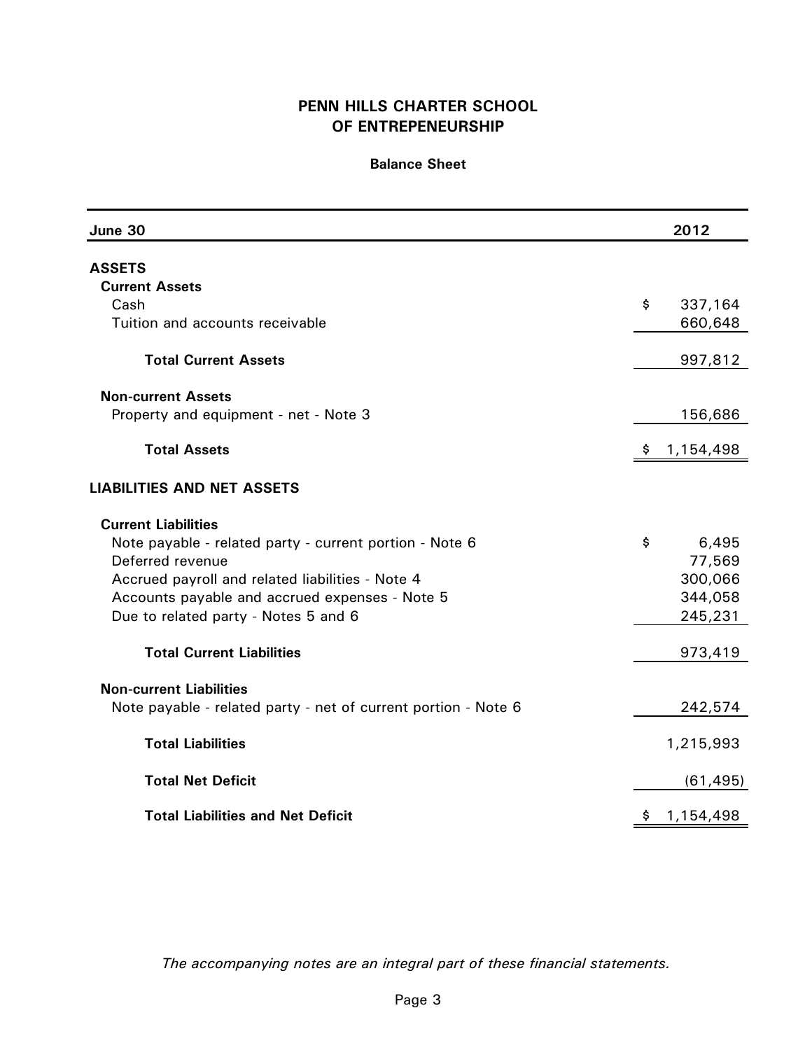# PENN HILLS CHARTER SCHOOL OF ENTREPENEURSHIP

## Balance Sheet

| June 30 | 2012 |
|---|---|
| **ASSETS** | |
| **Current Assets** | |
| Cash | $ 337,164 |
| Tuition and accounts receivable | 660,648 |
| **Total Current Assets** | 997,812 |
| **Non-current Assets** | |
| Property and equipment - net - Note 3 | 156,686 |
| **Total Assets** | $ 1,154,498 |
| **LIABILITIES AND NET ASSETS** | |
| **Current Liabilities** | |
| Note payable - related party - current portion - Note 6 | $ 6,495 |
| Deferred revenue | 77,569 |
| Accrued payroll and related liabilities - Note 4 | 300,066 |
| Accounts payable and accrued expenses - Note 5 | 344,058 |
| Due to related party - Notes 5 and 6 | 245,231 |
| **Total Current Liabilities** | 973,419 |
| **Non-current Liabilities** | |
| Note payable - related party - net of current portion - Note 6 | 242,574 |
| **Total Liabilities** | 1,215,993 |
| **Total Net Deficit** | (61,495) |
| **Total Liabilities and Net Deficit** | $ 1,154,498 |

*The accompanying notes are an integral part of these financial statements.*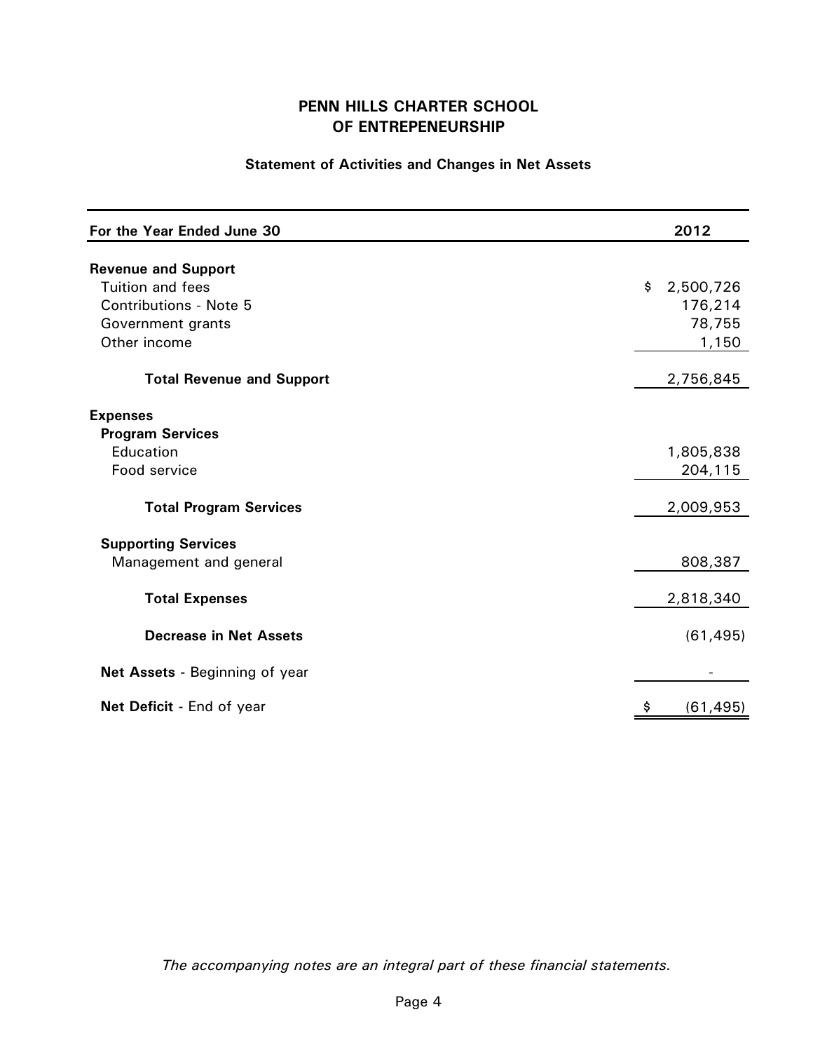# PENN HILLS CHARTER SCHOOL OF ENTREPENEURSHIP

## Statement of Activities and Changes in Net Assets

| For the Year Ended June 30 | 2012 |
|---|---|
| **Revenue and Support** | |
| Tuition and fees | $ 2,500,726 |
| Contributions - Note 5 | 176,214 |
| Government grants | 78,755 |
| Other income | 1,150 |
| **Total Revenue and Support** | 2,756,845 |
| **Expenses** | |
| **Program Services** | |
| Education | 1,805,838 |
| Food service | 204,115 |
| **Total Program Services** | 2,009,953 |
| **Supporting Services** | |
| Management and general | 808,387 |
| **Total Expenses** | 2,818,340 |
| **Decrease in Net Assets** | (61,495) |
| **Net Assets** - Beginning of year | - |
| **Net Deficit** - End of year | $ (61,495) |

*The accompanying notes are an integral part of these financial statements.*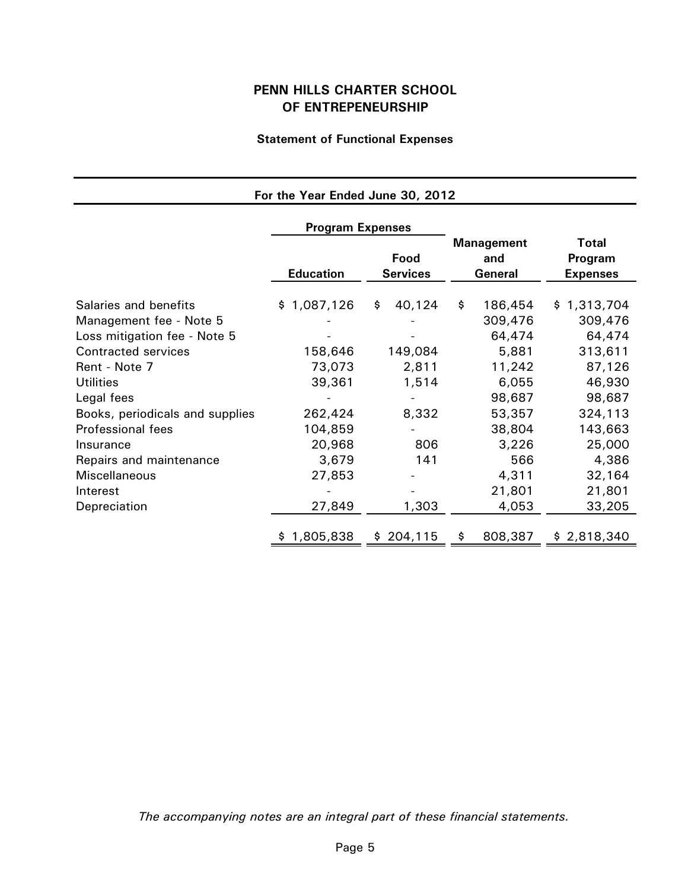**PENN HILLS CHARTER SCHOOL**
**OF ENTREPENEURSHIP**

**Statement of Functional Expenses**

**For the Year Ended June 30, 2012**

| | Program Expenses | | | |
|---|---|---|---|---|
| | **Education** | **Food Services** | **Management and General** | **Total Program Expenses** |
| Salaries and benefits | $ 1,087,126 | $ 40,124 | $ 186,454 | $ 1,313,704 |
| Management fee - Note 5 | - | - | 309,476 | 309,476 |
| Loss mitigation fee - Note 5 | - | - | 64,474 | 64,474 |
| Contracted services | 158,646 | 149,084 | 5,881 | 313,611 |
| Rent - Note 7 | 73,073 | 2,811 | 11,242 | 87,126 |
| Utilities | 39,361 | 1,514 | 6,055 | 46,930 |
| Legal fees | - | - | 98,687 | 98,687 |
| Books, periodicals and supplies | 262,424 | 8,332 | 53,357 | 324,113 |
| Professional fees | 104,859 | - | 38,804 | 143,663 |
| Insurance | 20,968 | 806 | 3,226 | 25,000 |
| Repairs and maintenance | 3,679 | 141 | 566 | 4,386 |
| Miscellaneous | 27,853 | - | 4,311 | 32,164 |
| Interest | - | - | 21,801 | 21,801 |
| Depreciation | 27,849 | 1,303 | 4,053 | 33,205 |
| | $ 1,805,838 | $ 204,115 | $ 808,387 | $ 2,818,340 |

*The accompanying notes are an integral part of these financial statements.*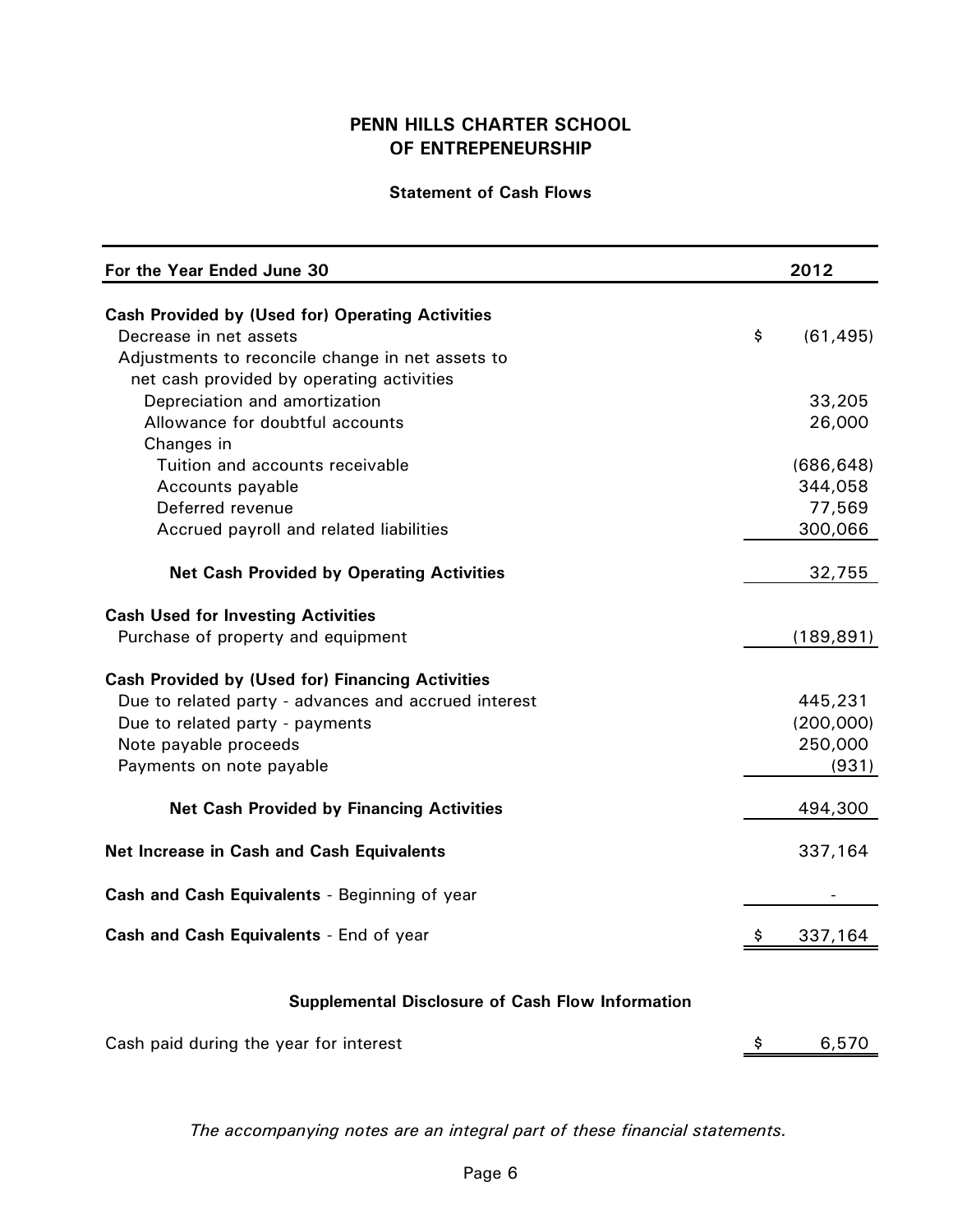# PENN HILLS CHARTER SCHOOL OF ENTREPENEURSHIP

## Statement of Cash Flows

| For the Year Ended June 30 | 2012 |
|---|---|
| **Cash Provided by (Used for) Operating Activities** | |
| Decrease in net assets | $ (61,495) |
| Adjustments to reconcile change in net assets to net cash provided by operating activities | |
| Depreciation and amortization | 33,205 |
| Allowance for doubtful accounts | 26,000 |
| Changes in | |
| Tuition and accounts receivable | (686,648) |
| Accounts payable | 344,058 |
| Deferred revenue | 77,569 |
| Accrued payroll and related liabilities | 300,066 |
| **Net Cash Provided by Operating Activities** | 32,755 |
| **Cash Used for Investing Activities** | |
| Purchase of property and equipment | (189,891) |
| **Cash Provided by (Used for) Financing Activities** | |
| Due to related party - advances and accrued interest | 445,231 |
| Due to related party - payments | (200,000) |
| Note payable proceeds | 250,000 |
| Payments on note payable | (931) |
| **Net Cash Provided by Financing Activities** | 494,300 |
| **Net Increase in Cash and Cash Equivalents** | 337,164 |
| **Cash and Cash Equivalents** - Beginning of year | - |
| **Cash and Cash Equivalents** - End of year | $ 337,164 |

### Supplemental Disclosure of Cash Flow Information

| | |
|---|---|
| Cash paid during the year for interest | $ 6,570 |

*The accompanying notes are an integral part of these financial statements.*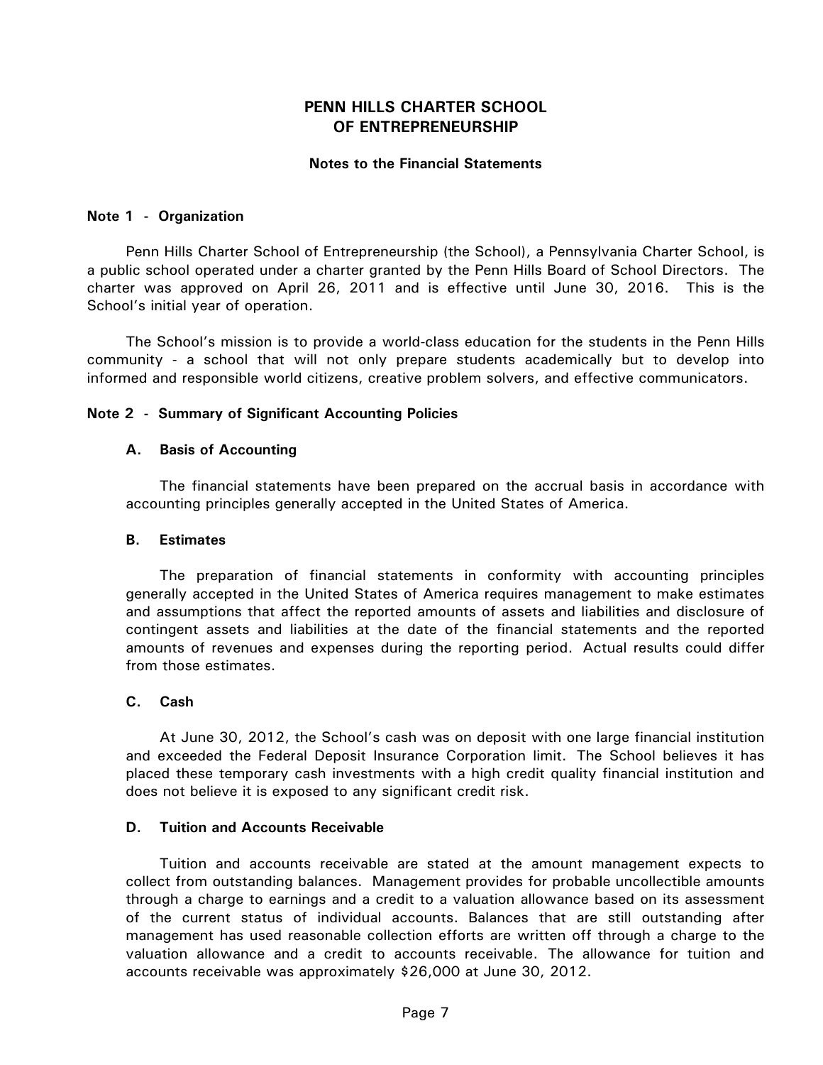# PENN HILLS CHARTER SCHOOL OF ENTREPRENEURSHIP

## Notes to the Financial Statements

### Note 1 - Organization

Penn Hills Charter School of Entrepreneurship (the School), a Pennsylvania Charter School, is a public school operated under a charter granted by the Penn Hills Board of School Directors. The charter was approved on April 26, 2011 and is effective until June 30, 2016. This is the School's initial year of operation.

The School's mission is to provide a world-class education for the students in the Penn Hills community - a school that will not only prepare students academically but to develop into informed and responsible world citizens, creative problem solvers, and effective communicators.

### Note 2 - Summary of Significant Accounting Policies

#### A. Basis of Accounting

The financial statements have been prepared on the accrual basis in accordance with accounting principles generally accepted in the United States of America.

#### B. Estimates

The preparation of financial statements in conformity with accounting principles generally accepted in the United States of America requires management to make estimates and assumptions that affect the reported amounts of assets and liabilities and disclosure of contingent assets and liabilities at the date of the financial statements and the reported amounts of revenues and expenses during the reporting period. Actual results could differ from those estimates.

#### C. Cash

At June 30, 2012, the School's cash was on deposit with one large financial institution and exceeded the Federal Deposit Insurance Corporation limit. The School believes it has placed these temporary cash investments with a high credit quality financial institution and does not believe it is exposed to any significant credit risk.

#### D. Tuition and Accounts Receivable

Tuition and accounts receivable are stated at the amount management expects to collect from outstanding balances. Management provides for probable uncollectible amounts through a charge to earnings and a credit to a valuation allowance based on its assessment of the current status of individual accounts. Balances that are still outstanding after management has used reasonable collection efforts are written off through a charge to the valuation allowance and a credit to accounts receivable. The allowance for tuition and accounts receivable was approximately $26,000 at June 30, 2012.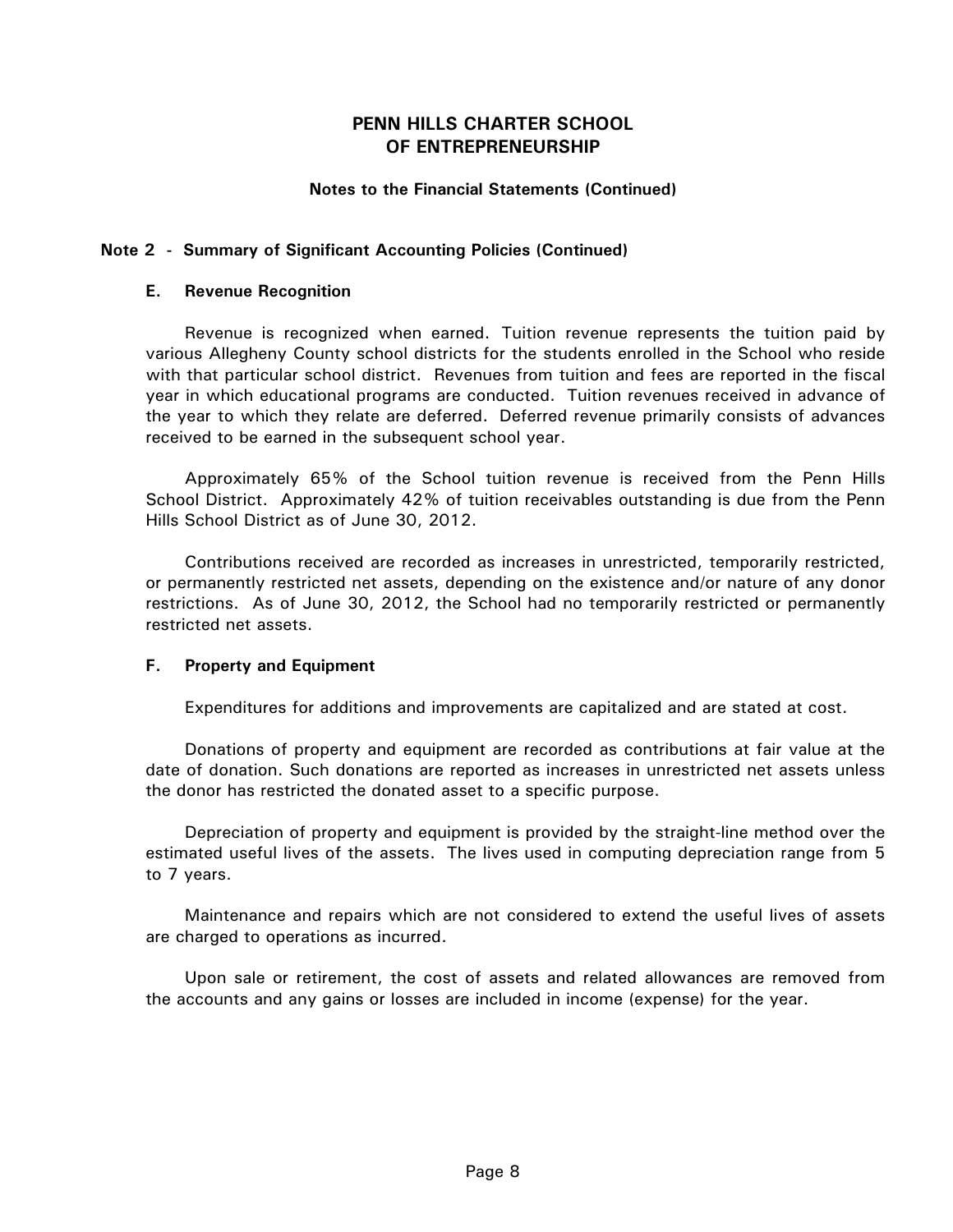# PENN HILLS CHARTER SCHOOL OF ENTREPRENEURSHIP

**Notes to the Financial Statements (Continued)**

## Note 2 - Summary of Significant Accounting Policies (Continued)

### E. Revenue Recognition

Revenue is recognized when earned. Tuition revenue represents the tuition paid by various Allegheny County school districts for the students enrolled in the School who reside with that particular school district. Revenues from tuition and fees are reported in the fiscal year in which educational programs are conducted. Tuition revenues received in advance of the year to which they relate are deferred. Deferred revenue primarily consists of advances received to be earned in the subsequent school year.

Approximately 65% of the School tuition revenue is received from the Penn Hills School District. Approximately 42% of tuition receivables outstanding is due from the Penn Hills School District as of June 30, 2012.

Contributions received are recorded as increases in unrestricted, temporarily restricted, or permanently restricted net assets, depending on the existence and/or nature of any donor restrictions. As of June 30, 2012, the School had no temporarily restricted or permanently restricted net assets.

### F. Property and Equipment

Expenditures for additions and improvements are capitalized and are stated at cost.

Donations of property and equipment are recorded as contributions at fair value at the date of donation. Such donations are reported as increases in unrestricted net assets unless the donor has restricted the donated asset to a specific purpose.

Depreciation of property and equipment is provided by the straight-line method over the estimated useful lives of the assets. The lives used in computing depreciation range from 5 to 7 years.

Maintenance and repairs which are not considered to extend the useful lives of assets are charged to operations as incurred.

Upon sale or retirement, the cost of assets and related allowances are removed from the accounts and any gains or losses are included in income (expense) for the year.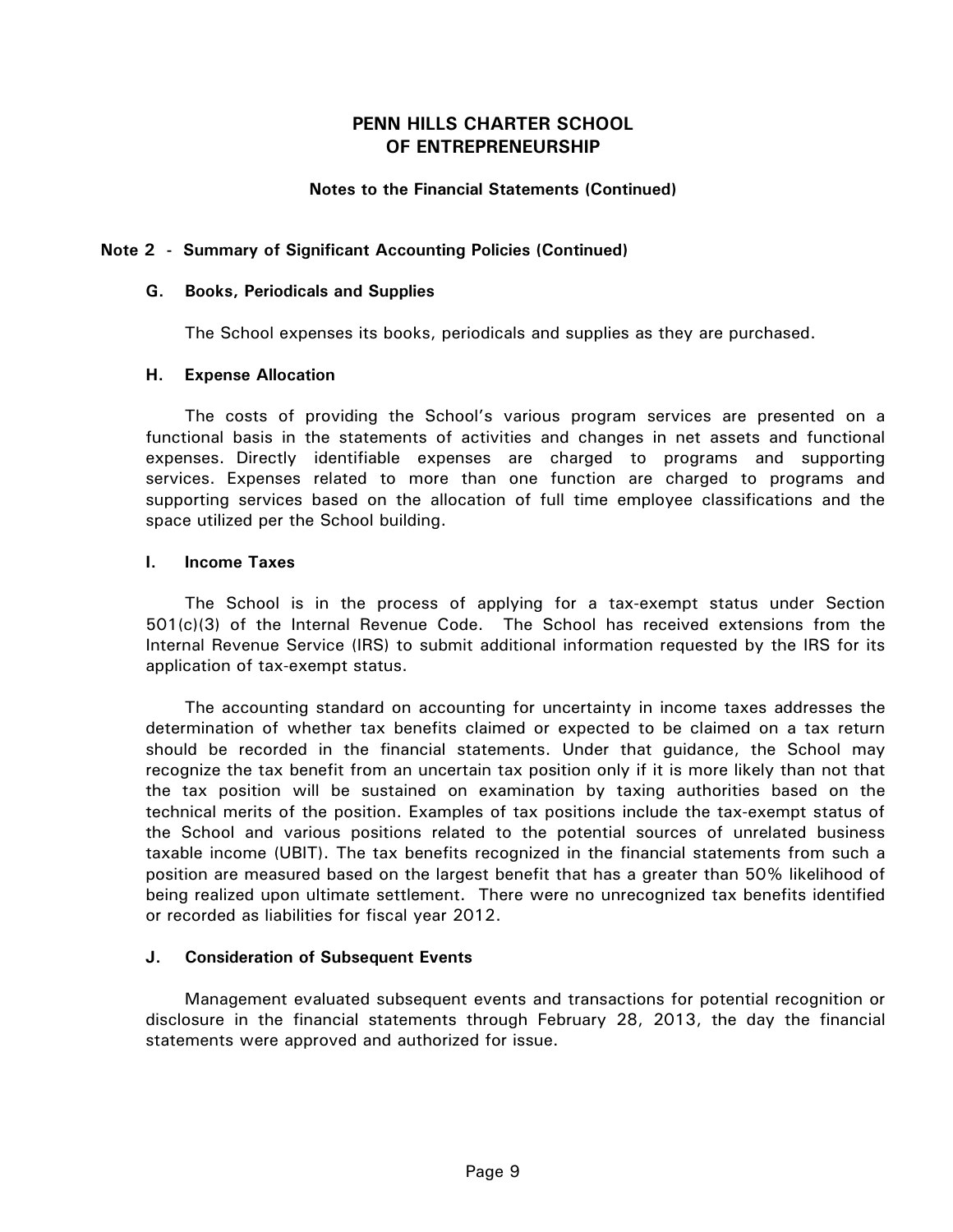# PENN HILLS CHARTER SCHOOL OF ENTREPRENEURSHIP

**Notes to the Financial Statements (Continued)**

## Note 2 - Summary of Significant Accounting Policies (Continued)

### G. Books, Periodicals and Supplies

The School expenses its books, periodicals and supplies as they are purchased.

### H. Expense Allocation

The costs of providing the School's various program services are presented on a functional basis in the statements of activities and changes in net assets and functional expenses. Directly identifiable expenses are charged to programs and supporting services. Expenses related to more than one function are charged to programs and supporting services based on the allocation of full time employee classifications and the space utilized per the School building.

### I. Income Taxes

The School is in the process of applying for a tax-exempt status under Section 501(c)(3) of the Internal Revenue Code. The School has received extensions from the Internal Revenue Service (IRS) to submit additional information requested by the IRS for its application of tax-exempt status.

The accounting standard on accounting for uncertainty in income taxes addresses the determination of whether tax benefits claimed or expected to be claimed on a tax return should be recorded in the financial statements. Under that guidance, the School may recognize the tax benefit from an uncertain tax position only if it is more likely than not that the tax position will be sustained on examination by taxing authorities based on the technical merits of the position. Examples of tax positions include the tax-exempt status of the School and various positions related to the potential sources of unrelated business taxable income (UBIT). The tax benefits recognized in the financial statements from such a position are measured based on the largest benefit that has a greater than 50% likelihood of being realized upon ultimate settlement. There were no unrecognized tax benefits identified or recorded as liabilities for fiscal year 2012.

### J. Consideration of Subsequent Events

Management evaluated subsequent events and transactions for potential recognition or disclosure in the financial statements through February 28, 2013, the day the financial statements were approved and authorized for issue.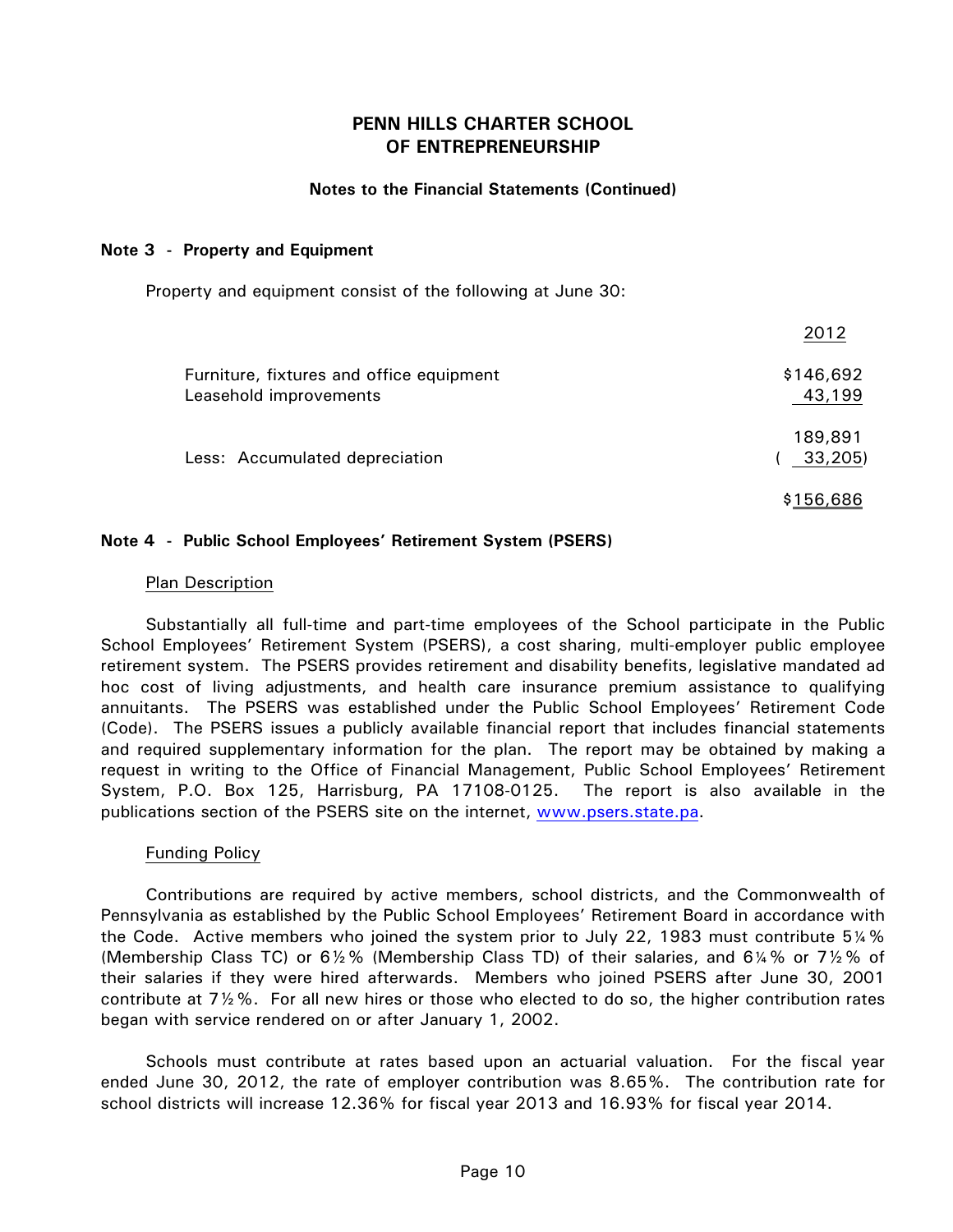# PENN HILLS CHARTER SCHOOL OF ENTREPRENEURSHIP

## Notes to the Financial Statements (Continued)

### Note 3 - Property and Equipment

Property and equipment consist of the following at June 30:

| | 2012 |
|---|---|
| Furniture, fixtures and office equipment | $146,692 |
| Leasehold improvements | 43,199 |
| | 189,891 |
| Less: Accumulated depreciation | ( 33,205) |
| | $156,686 |

### Note 4 - Public School Employees' Retirement System (PSERS)

Plan Description

Substantially all full-time and part-time employees of the School participate in the Public School Employees' Retirement System (PSERS), a cost sharing, multi-employer public employee retirement system. The PSERS provides retirement and disability benefits, legislative mandated ad hoc cost of living adjustments, and health care insurance premium assistance to qualifying annuitants. The PSERS was established under the Public School Employees' Retirement Code (Code). The PSERS issues a publicly available financial report that includes financial statements and required supplementary information for the plan. The report may be obtained by making a request in writing to the Office of Financial Management, Public School Employees' Retirement System, P.O. Box 125, Harrisburg, PA 17108-0125. The report is also available in the publications section of the PSERS site on the internet, www.psers.state.pa.

Funding Policy

Contributions are required by active members, school districts, and the Commonwealth of Pennsylvania as established by the Public School Employees' Retirement Board in accordance with the Code. Active members who joined the system prior to July 22, 1983 must contribute 5¼% (Membership Class TC) or 6½% (Membership Class TD) of their salaries, and 6¼% or 7½% of their salaries if they were hired afterwards. Members who joined PSERS after June 30, 2001 contribute at 7½%. For all new hires or those who elected to do so, the higher contribution rates began with service rendered on or after January 1, 2002.

Schools must contribute at rates based upon an actuarial valuation. For the fiscal year ended June 30, 2012, the rate of employer contribution was 8.65%. The contribution rate for school districts will increase 12.36% for fiscal year 2013 and 16.93% for fiscal year 2014.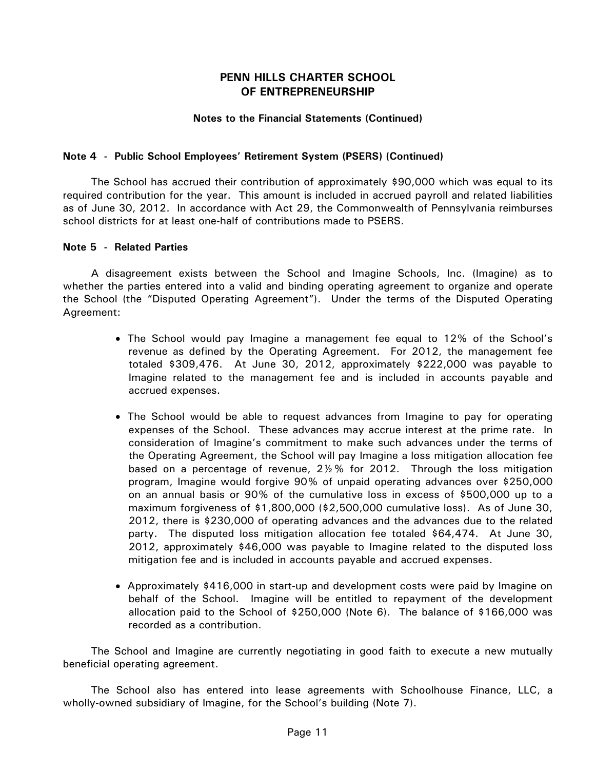**Notes to the Financial Statements (Continued)**

**Note 4 - Public School Employees' Retirement System (PSERS) (Continued)**

The School has accrued their contribution of approximately $90,000 which was equal to its required contribution for the year. This amount is included in accrued payroll and related liabilities as of June 30, 2012. In accordance with Act 29, the Commonwealth of Pennsylvania reimburses school districts for at least one-half of contributions made to PSERS.

**Note 5 - Related Parties**

A disagreement exists between the School and Imagine Schools, Inc. (Imagine) as to whether the parties entered into a valid and binding operating agreement to organize and operate the School (the "Disputed Operating Agreement"). Under the terms of the Disputed Operating Agreement:

- The School would pay Imagine a management fee equal to 12% of the School's revenue as defined by the Operating Agreement. For 2012, the management fee totaled $309,476. At June 30, 2012, approximately $222,000 was payable to Imagine related to the management fee and is included in accounts payable and accrued expenses.

- The School would be able to request advances from Imagine to pay for operating expenses of the School. These advances may accrue interest at the prime rate. In consideration of Imagine's commitment to make such advances under the terms of the Operating Agreement, the School will pay Imagine a loss mitigation allocation fee based on a percentage of revenue, 2½% for 2012. Through the loss mitigation program, Imagine would forgive 90% of unpaid operating advances over $250,000 on an annual basis or 90% of the cumulative loss in excess of $500,000 up to a maximum forgiveness of $1,800,000 ($2,500,000 cumulative loss). As of June 30, 2012, there is $230,000 of operating advances and the advances due to the related party. The disputed loss mitigation allocation fee totaled $64,474. At June 30, 2012, approximately $46,000 was payable to Imagine related to the disputed loss mitigation fee and is included in accounts payable and accrued expenses.

- Approximately $416,000 in start-up and development costs were paid by Imagine on behalf of the School. Imagine will be entitled to repayment of the development allocation paid to the School of $250,000 (Note 6). The balance of $166,000 was recorded as a contribution.

The School and Imagine are currently negotiating in good faith to execute a new mutually beneficial operating agreement.

The School also has entered into lease agreements with Schoolhouse Finance, LLC, a wholly-owned subsidiary of Imagine, for the School's building (Note 7).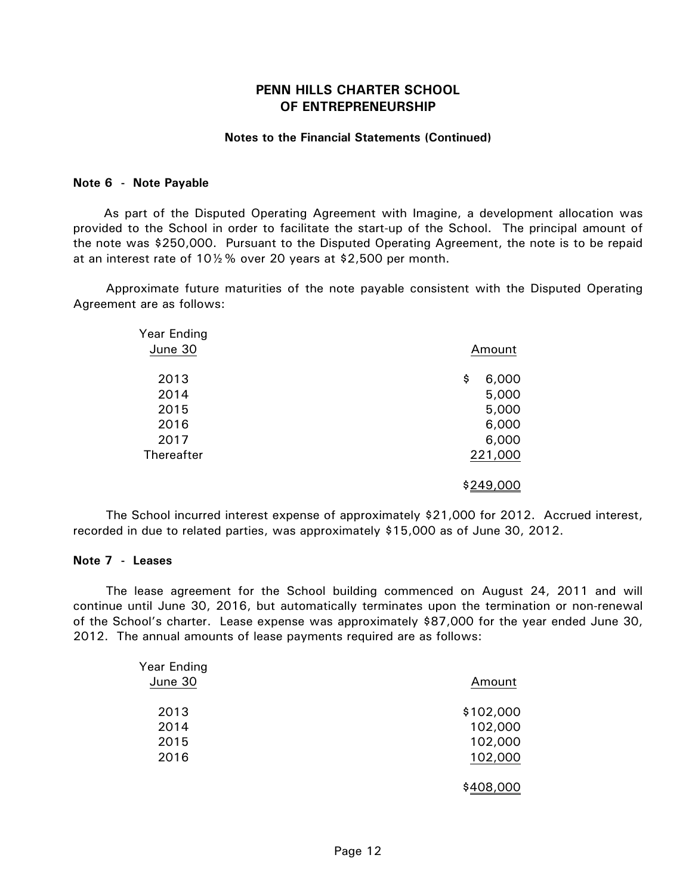# PENN HILLS CHARTER SCHOOL OF ENTREPRENEURSHIP

**Notes to the Financial Statements (Continued)**

**Note 6 - Note Payable**

As part of the Disputed Operating Agreement with Imagine, a development allocation was provided to the School in order to facilitate the start-up of the School. The principal amount of the note was $250,000. Pursuant to the Disputed Operating Agreement, the note is to be repaid at an interest rate of 10½% over 20 years at $2,500 per month.

Approximate future maturities of the note payable consistent with the Disputed Operating Agreement are as follows:

| Year Ending June 30 | Amount |
|---|---|
| 2013 | $ 6,000 |
| 2014 | 5,000 |
| 2015 | 5,000 |
| 2016 | 6,000 |
| 2017 | 6,000 |
| Thereafter | 221,000 |
| | $249,000 |

The School incurred interest expense of approximately $21,000 for 2012. Accrued interest, recorded in due to related parties, was approximately $15,000 as of June 30, 2012.

**Note 7 - Leases**

The lease agreement for the School building commenced on August 24, 2011 and will continue until June 30, 2016, but automatically terminates upon the termination or non-renewal of the School's charter. Lease expense was approximately $87,000 for the year ended June 30, 2012. The annual amounts of lease payments required are as follows:

| Year Ending June 30 | Amount |
|---|---|
| 2013 | $102,000 |
| 2014 | 102,000 |
| 2015 | 102,000 |
| 2016 | 102,000 |
| | $408,000 |